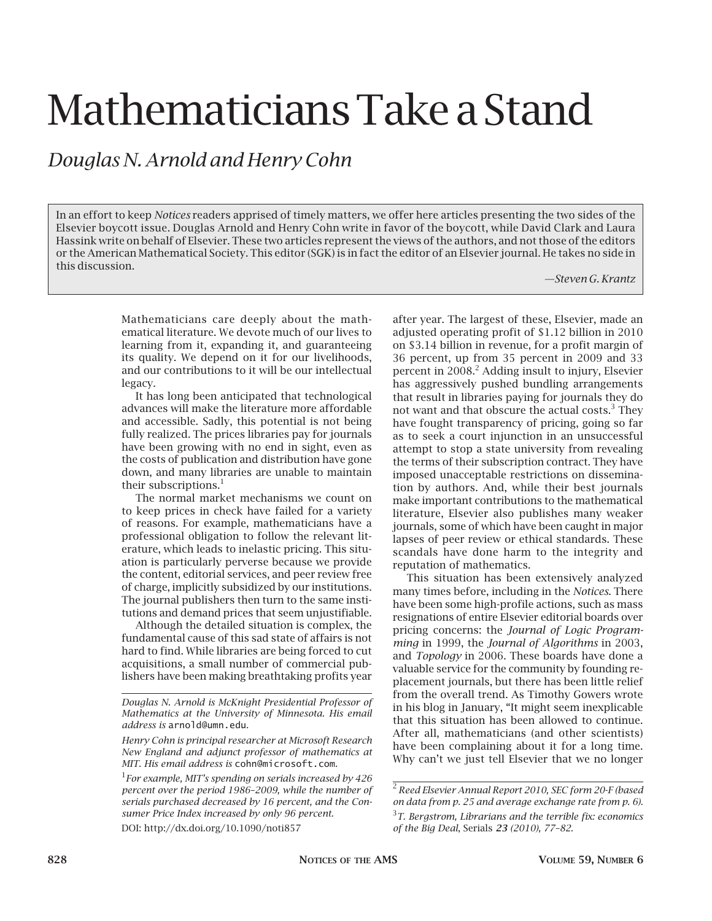# Mathematicians Take a Stand

## *Douglas N. Arnold and Henry Cohn*

In an effort to keep *Notices* readers apprised of timely matters, we offer here articles presenting the two sides of the Elsevier boycott issue. Douglas Arnold and Henry Cohn write in favor of the boycott, while David Clark and Laura Hassink write on behalf of Elsevier. These two articles represent the views of the authors, and not those of the editors or the American Mathematical Society. This editor (SGK) is in fact the editor of an Elsevier journal. He takes no side in this discussion.

—*Steven G. Krantz*

Mathematicians care deeply about the mathematical literature. We devote much of our lives to learning from it, expanding it, and guaranteeing its quality. We depend on it for our livelihoods, and our contributions to it will be our intellectual legacy.

It has long been anticipated that technological advances will make the literature more affordable and accessible. Sadly, this potential is not being fully realized. The prices libraries pay for journals have been growing with no end in sight, even as the costs of publication and distribution have gone down, and many libraries are unable to maintain their subscriptions.[1]

The normal market mechanisms we count on to keep prices in check have failed for a variety of reasons. For example, mathematicians have a professional obligation to follow the relevant literature, which leads to inelastic pricing. This situation is particularly perverse because we provide the content, editorial services, and peer review free of charge, implicitly subsidized by our institutions. The journal publishers then turn to the same institutions and demand prices that seem unjustifiable.

Although the detailed situation is complex, the fundamental cause of this sad state of affairs is not hard to find. While libraries are being forced to cut acquisitions, a small number of commercial publishers have been making breathtaking profits year after year. The largest of these, Elsevier, made an adjusted operating profit of \$1.12 billion in 2010 on \$3.14 billion in revenue, for a profit margin of 36 percent, up from 35 percent in 2009 and 33 percent in 2008.[2] Adding insult to injury, Elsevier has aggressively pushed bundling arrangements that result in libraries paying for journals they do not want and that obscure the actual costs.[3] They have fought transparency of pricing, going so far as to seek a court injunction in an unsuccessful attempt to stop a state university from revealing the terms of their subscription contract. They have imposed unacceptable restrictions on dissemination by authors. And, while their best journals make important contributions to the mathematical literature, Elsevier also publishes many weaker journals, some of which have been caught in major lapses of peer review or ethical standards. These scandals have done harm to the integrity and reputation of mathematics.

This situation has been extensively analyzed many times before, including in the *Notices*. There have been some high-profile actions, such as mass resignations of entire Elsevier editorial boards over pricing concerns: the *Journal of Logic Programming* in 1999, the *Journal of Algorithms* in 2003, and *Topology* in 2006. These boards have done a valuable service for the community by founding replacement journals, but there has been little relief from the overall trend. As Timothy Gowers wrote in his blog in January, "It might seem inexplicable that this situation has been allowed to continue. After all, mathematicians (and other scientists) have been complaining about it for a long time. Why can't we just tell Elsevier that we no longer

---

*Douglas N. Arnold is McKnight Presidential Professor of Mathematics at the University of Minnesota. His email address is* `arnold@umn.edu`.

*Henry Cohn is principal researcher at Microsoft Research New England and adjunct professor of mathematics at MIT. His email address is* `cohn@microsoft.com`.

[1] *For example, MIT's spending on serials increased by 426 percent over the period 1986–2009, while the number of serials purchased decreased by 16 percent, and the Consumer Price Index increased by only 96 percent.*

DOI: http://dx.doi.org/10.1090/noti857

[2] *Reed Elsevier Annual Report 2010, SEC form 20-F (based on data from p. 25 and average exchange rate from p. 6).*

[3] *T. Bergstrom, Librarians and the terrible fix: economics of the Big Deal,* Serials ***23*** *(2010), 77–82.*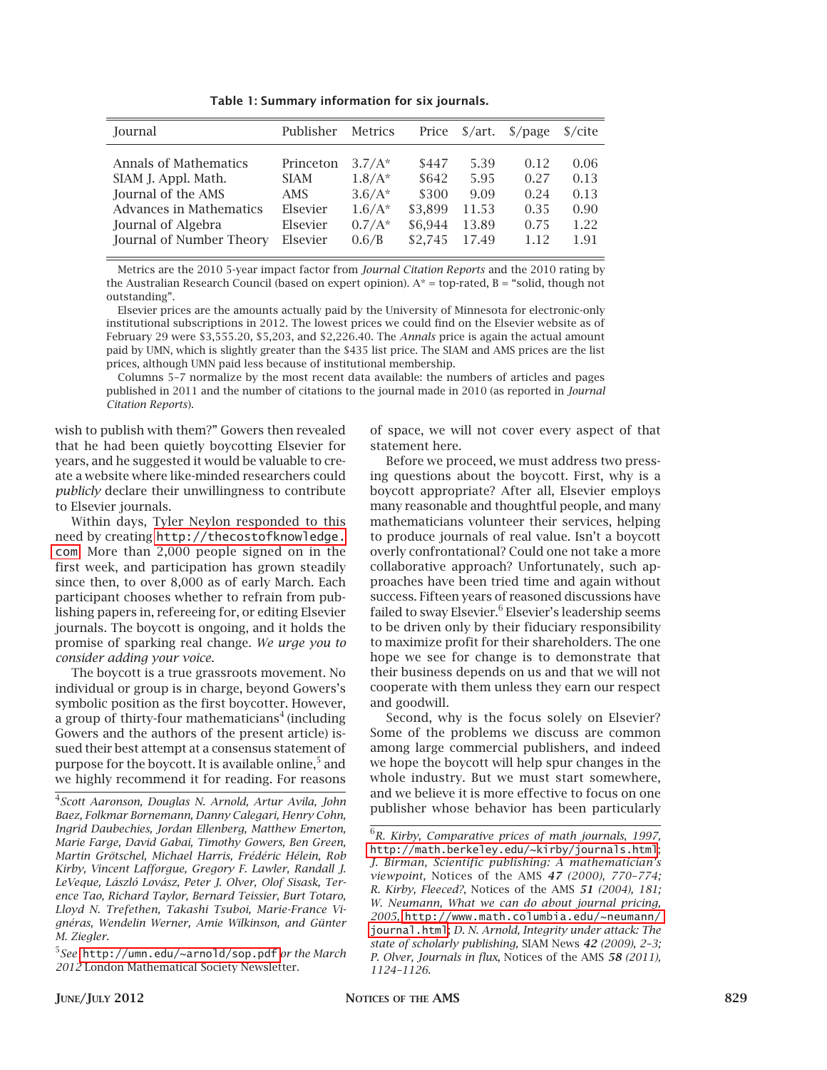**Table 1: Summary information for six journals.**

| Journal | Publisher | Metrics | Price | $/art. | $/page | $/cite |
|---|---|---|---|---|---|---|
| Annals of Mathematics | Princeton | 3.7/A* | $447 | 5.39 | 0.12 | 0.06 |
| SIAM J. Appl. Math. | SIAM | 1.8/A* | $642 | 5.95 | 0.27 | 0.13 |
| Journal of the AMS | AMS | 3.6/A* | $300 | 9.09 | 0.24 | 0.13 |
| Advances in Mathematics | Elsevier | 1.6/A* | $3,899 | 11.53 | 0.35 | 0.90 |
| Journal of Algebra | Elsevier | 0.7/A* | $6,944 | 13.89 | 0.75 | 1.22 |
| Journal of Number Theory | Elsevier | 0.6/B | $2,745 | 17.49 | 1.12 | 1.91 |

Metrics are the 2010 5-year impact factor from *Journal Citation Reports* and the 2010 rating by the Australian Research Council (based on expert opinion). A* = top-rated, B = "solid, though not outstanding".

Elsevier prices are the amounts actually paid by the University of Minnesota for electronic-only institutional subscriptions in 2012. The lowest prices we could find on the Elsevier website as of February 29 were $3,555.20, $5,203, and $2,226.40. The *Annals* price is again the actual amount paid by UMN, which is slightly greater than the $435 list price. The SIAM and AMS prices are the list prices, although UMN paid less because of institutional membership.

Columns 5–7 normalize by the most recent data available: the numbers of articles and pages published in 2011 and the number of citations to the journal made in 2010 (as reported in *Journal Citation Reports*).

wish to publish with them?" Gowers then revealed that he had been quietly boycotting Elsevier for years, and he suggested it would be valuable to create a website where like-minded researchers could *publicly* declare their unwillingness to contribute to Elsevier journals.

Within days, Tyler Neylon responded to this need by creating http://thecostofknowledge.com. More than 2,000 people signed on in the first week, and participation has grown steadily since then, to over 8,000 as of early March. Each participant chooses whether to refrain from publishing papers in, refereeing for, or editing Elsevier journals. The boycott is ongoing, and it holds the promise of sparking real change. *We urge you to consider adding your voice.*

The boycott is a true grassroots movement. No individual or group is in charge, beyond Gowers's symbolic position as the first boycotter. However, a group of thirty-four mathematicians[4] (including Gowers and the authors of the present article) issued their best attempt at a consensus statement of purpose for the boycott. It is available online,[5] and we highly recommend it for reading. For reasons of space, we will not cover every aspect of that statement here.

Before we proceed, we must address two pressing questions about the boycott. First, why is a boycott appropriate? After all, Elsevier employs many reasonable and thoughtful people, and many mathematicians volunteer their services, helping to produce journals of real value. Isn't a boycott overly confrontational? Could one not take a more collaborative approach? Unfortunately, such approaches have been tried time and again without success. Fifteen years of reasoned discussions have failed to sway Elsevier.[6] Elsevier's leadership seems to be driven only by their fiduciary responsibility to maximize profit for their shareholders. The one hope we see for change is to demonstrate that their business depends on us and that we will not cooperate with them unless they earn our respect and goodwill.

Second, why is the focus solely on Elsevier? Some of the problems we discuss are common among large commercial publishers, and indeed we hope the boycott will help spur changes in the whole industry. But we must start somewhere, and we believe it is more effective to focus on one publisher whose behavior has been particularly

---

[4] *Scott Aaronson, Douglas N. Arnold, Artur Avila, John Baez, Folkmar Bornemann, Danny Calegari, Henry Cohn, Ingrid Daubechies, Jordan Ellenberg, Matthew Emerton, Marie Farge, David Gabai, Timothy Gowers, Ben Green, Martin Grötschel, Michael Harris, Frédéric Hélein, Rob Kirby, Vincent Lafforgue, Gregory F. Lawler, Randall J. LeVeque, László Lovász, Peter J. Olver, Olof Sisask, Terence Tao, Richard Taylor, Bernard Teissier, Burt Totaro, Lloyd N. Trefethen, Takashi Tsuboi, Marie-France Vignéras, Wendelin Werner, Amie Wilkinson, and Günter M. Ziegler.*

[5] *See* http://umn.edu/~arnold/sop.pdf *or the March 2012* London Mathematical Society Newsletter.

[6] *R. Kirby, Comparative prices of math journals, 1997,* http://math.berkeley.edu/~kirby/journals.html; *J. Birman, Scientific publishing: A mathematician's viewpoint,* Notices of the AMS ***47*** *(2000), 770–774; R. Kirby, Fleeced?,* Notices of the AMS ***51*** *(2004), 181; W. Neumann, What we can do about journal pricing, 2005,* http://www.math.columbia.edu/~neumann/journal.html; *D. N. Arnold, Integrity under attack: The state of scholarly publishing,* SIAM News ***42*** *(2009), 2–3; P. Olver, Journals in flux,* Notices of the AMS ***58*** *(2011), 1124–1126.*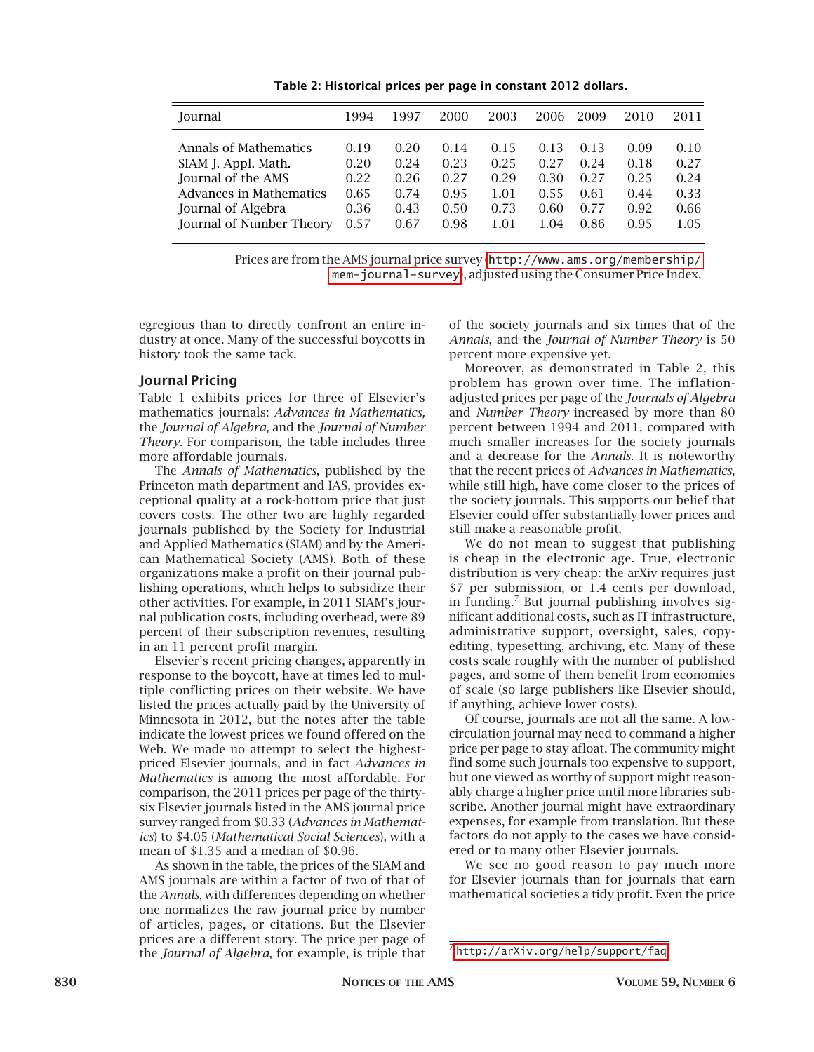**Table 2: Historical prices per page in constant 2012 dollars.**

| Journal | 1994 | 1997 | 2000 | 2003 | 2006 | 2009 | 2010 | 2011 |
|---|---|---|---|---|---|---|---|---|
| Annals of Mathematics | 0.19 | 0.20 | 0.14 | 0.15 | 0.13 | 0.13 | 0.09 | 0.10 |
| SIAM J. Appl. Math. | 0.20 | 0.24 | 0.23 | 0.25 | 0.27 | 0.24 | 0.18 | 0.27 |
| Journal of the AMS | 0.22 | 0.26 | 0.27 | 0.29 | 0.30 | 0.27 | 0.25 | 0.24 |
| Advances in Mathematics | 0.65 | 0.74 | 0.95 | 1.01 | 0.55 | 0.61 | 0.44 | 0.33 |
| Journal of Algebra | 0.36 | 0.43 | 0.50 | 0.73 | 0.60 | 0.77 | 0.92 | 0.66 |
| Journal of Number Theory | 0.57 | 0.67 | 0.98 | 1.01 | 1.04 | 0.86 | 0.95 | 1.05 |

Prices are from the AMS journal price survey (http://www.ams.org/membership/mem-journal-survey), adjusted using the Consumer Price Index.

egregious than to directly confront an entire industry at once. Many of the successful boycotts in history took the same tack.

### Journal Pricing

Table 1 exhibits prices for three of Elsevier's mathematics journals: *Advances in Mathematics,* the *Journal of Algebra*, and the *Journal of Number Theory*. For comparison, the table includes three more affordable journals.

The *Annals of Mathematics*, published by the Princeton math department and IAS, provides exceptional quality at a rock-bottom price that just covers costs. The other two are highly regarded journals published by the Society for Industrial and Applied Mathematics (SIAM) and by the American Mathematical Society (AMS). Both of these organizations make a profit on their journal publishing operations, which helps to subsidize their other activities. For example, in 2011 SIAM's journal publication costs, including overhead, were 89 percent of their subscription revenues, resulting in an 11 percent profit margin.

Elsevier's recent pricing changes, apparently in response to the boycott, have at times led to multiple conflicting prices on their website. We have listed the prices actually paid by the University of Minnesota in 2012, but the notes after the table indicate the lowest prices we found offered on the Web. We made no attempt to select the highest-priced Elsevier journals, and in fact *Advances in Mathematics* is among the most affordable. For comparison, the 2011 prices per page of the thirty-six Elsevier journals listed in the AMS journal price survey ranged from \$0.33 (*Advances in Mathematics*) to \$4.05 (*Mathematical Social Sciences*), with a mean of \$1.35 and a median of \$0.96.

As shown in the table, the prices of the SIAM and AMS journals are within a factor of two of that of the *Annals*, with differences depending on whether one normalizes the raw journal price by number of articles, pages, or citations. But the Elsevier prices are a different story. The price per page of the *Journal of Algebra*, for example, is triple that of the society journals and six times that of the *Annals*, and the *Journal of Number Theory* is 50 percent more expensive yet.

Moreover, as demonstrated in Table 2, this problem has grown over time. The inflation-adjusted prices per page of the *Journals of Algebra* and *Number Theory* increased by more than 80 percent between 1994 and 2011, compared with much smaller increases for the society journals and a decrease for the *Annals*. It is noteworthy that the recent prices of *Advances in Mathematics*, while still high, have come closer to the prices of the society journals. This supports our belief that Elsevier could offer substantially lower prices and still make a reasonable profit.

We do not mean to suggest that publishing is cheap in the electronic age. True, electronic distribution is very cheap: the arXiv requires just \$7 per submission, or 1.4 cents per download, in funding.[7] But journal publishing involves significant additional costs, such as IT infrastructure, administrative support, oversight, sales, copyediting, typesetting, archiving, etc. Many of these costs scale roughly with the number of published pages, and some of them benefit from economies of scale (so large publishers like Elsevier should, if anything, achieve lower costs).

Of course, journals are not all the same. A low-circulation journal may need to command a higher price per page to stay afloat. The community might find some such journals too expensive to support, but one viewed as worthy of support might reasonably charge a higher price until more libraries subscribe. Another journal might have extraordinary expenses, for example from translation. But these factors do not apply to the cases we have considered or to many other Elsevier journals.

We see no good reason to pay much more for Elsevier journals than for journals that earn mathematical societies a tidy profit. Even the price

[7] http://arXiv.org/help/support/faq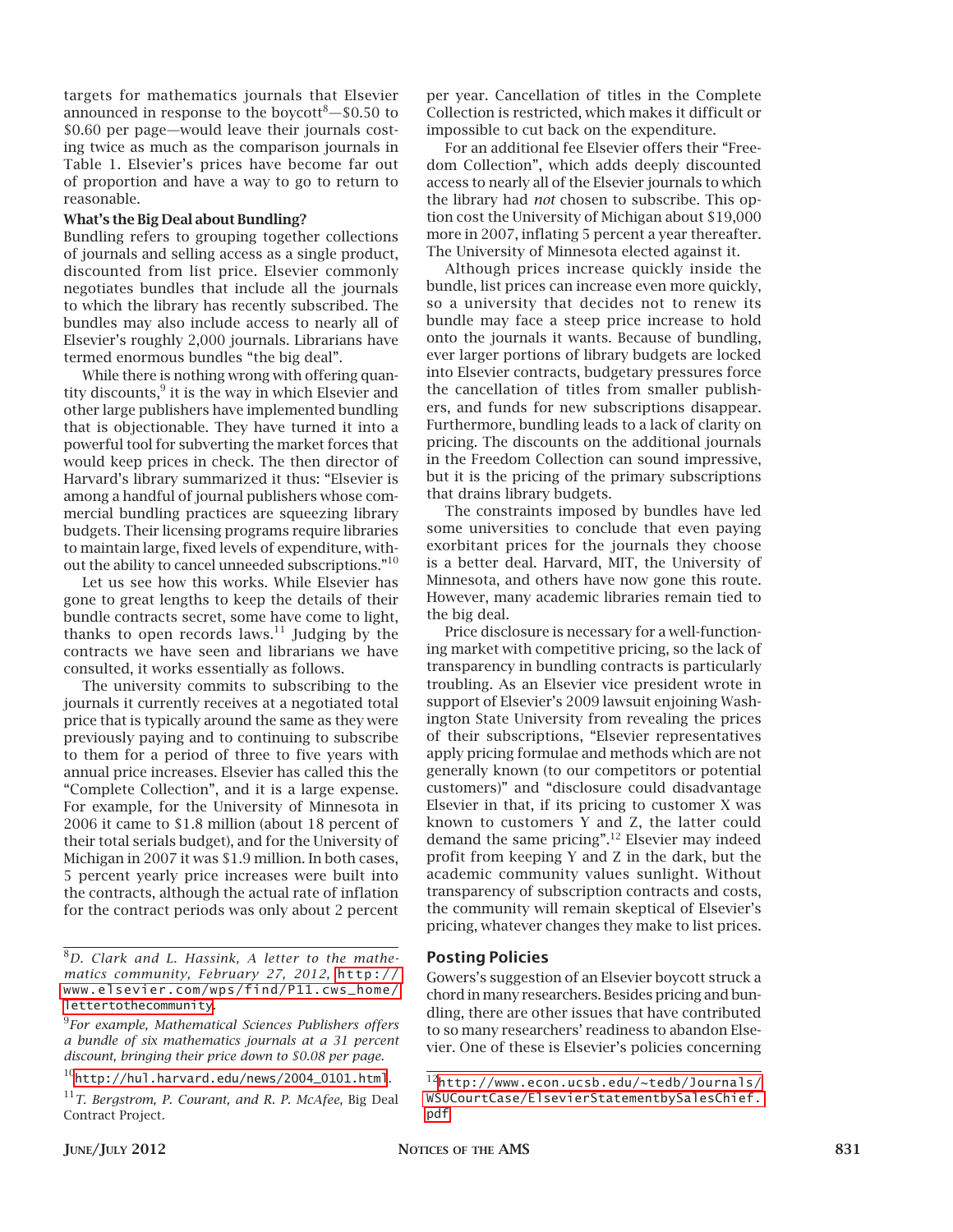targets for mathematics journals that Elsevier announced in response to the boycott[8]—$0.50 to $0.60 per page—would leave their journals costing twice as much as the comparison journals in Table 1. Elsevier's prices have become far out of proportion and have a way to go to return to reasonable.

**What's the Big Deal about Bundling?**

Bundling refers to grouping together collections of journals and selling access as a single product, discounted from list price. Elsevier commonly negotiates bundles that include all the journals to which the library has recently subscribed. The bundles may also include access to nearly all of Elsevier's roughly 2,000 journals. Librarians have termed enormous bundles "the big deal".

While there is nothing wrong with offering quantity discounts,[9] it is the way in which Elsevier and other large publishers have implemented bundling that is objectionable. They have turned it into a powerful tool for subverting the market forces that would keep prices in check. The then director of Harvard's library summarized it thus: "Elsevier is among a handful of journal publishers whose commercial bundling practices are squeezing library budgets. Their licensing programs require libraries to maintain large, fixed levels of expenditure, without the ability to cancel unneeded subscriptions."[10]

Let us see how this works. While Elsevier has gone to great lengths to keep the details of their bundle contracts secret, some have come to light, thanks to open records laws.[11] Judging by the contracts we have seen and librarians we have consulted, it works essentially as follows.

The university commits to subscribing to the journals it currently receives at a negotiated total price that is typically around the same as they were previously paying and to continuing to subscribe to them for a period of three to five years with annual price increases. Elsevier has called this the "Complete Collection", and it is a large expense. For example, for the University of Minnesota in 2006 it came to $1.8 million (about 18 percent of their total serials budget), and for the University of Michigan in 2007 it was $1.9 million. In both cases, 5 percent yearly price increases were built into the contracts, although the actual rate of inflation for the contract periods was only about 2 percent per year. Cancellation of titles in the Complete Collection is restricted, which makes it difficult or impossible to cut back on the expenditure.

For an additional fee Elsevier offers their "Freedom Collection", which adds deeply discounted access to nearly all of the Elsevier journals to which the library had *not* chosen to subscribe. This option cost the University of Michigan about $19,000 more in 2007, inflating 5 percent a year thereafter. The University of Minnesota elected against it.

Although prices increase quickly inside the bundle, list prices can increase even more quickly, so a university that decides not to renew its bundle may face a steep price increase to hold onto the journals it wants. Because of bundling, ever larger portions of library budgets are locked into Elsevier contracts, budgetary pressures force the cancellation of titles from smaller publishers, and funds for new subscriptions disappear. Furthermore, bundling leads to a lack of clarity on pricing. The discounts on the additional journals in the Freedom Collection can sound impressive, but it is the pricing of the primary subscriptions that drains library budgets.

The constraints imposed by bundles have led some universities to conclude that even paying exorbitant prices for the journals they choose is a better deal. Harvard, MIT, the University of Minnesota, and others have now gone this route. However, many academic libraries remain tied to the big deal.

Price disclosure is necessary for a well-functioning market with competitive pricing, so the lack of transparency in bundling contracts is particularly troubling. As an Elsevier vice president wrote in support of Elsevier's 2009 lawsuit enjoining Washington State University from revealing the prices of their subscriptions, "Elsevier representatives apply pricing formulae and methods which are not generally known (to our competitors or potential customers)" and "disclosure could disadvantage Elsevier in that, if its pricing to customer X was known to customers Y and Z, the latter could demand the same pricing".[12] Elsevier may indeed profit from keeping Y and Z in the dark, but the academic community values sunlight. Without transparency of subscription contracts and costs, the community will remain skeptical of Elsevier's pricing, whatever changes they make to list prices.

## Posting Policies

Gowers's suggestion of an Elsevier boycott struck a chord in many researchers. Besides pricing and bundling, there are other issues that have contributed to so many researchers' readiness to abandon Elsevier. One of these is Elsevier's policies concerning

---

[8] *D. Clark and L. Hassink, A letter to the mathematics community, February 27, 2012,* http://www.elsevier.com/wps/find/P11.cws_home/lettertothecommunity.

[9] *For example, Mathematical Sciences Publishers offers a bundle of six mathematics journals at a 31 percent discount, bringing their price down to $0.08 per page.*

[10] http://hul.harvard.edu/news/2004_0101.html.

[11] *T. Bergstrom, P. Courant, and R. P. McAfee,* Big Deal Contract Project.

[12] http://www.econ.ucsb.edu/~tedb/Journals/WSUCourtCase/ElsevierStatementbySalesChief.pdf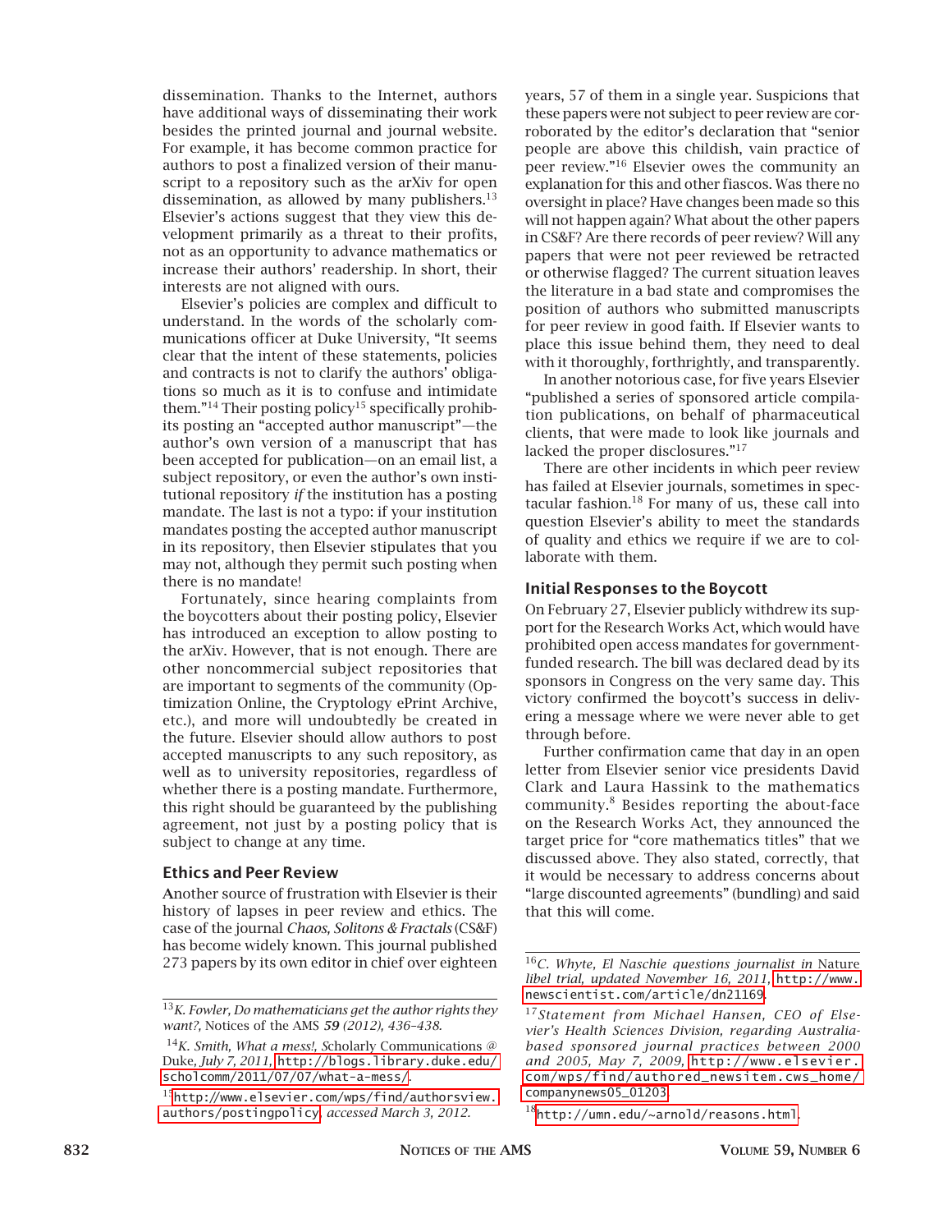dissemination. Thanks to the Internet, authors have additional ways of disseminating their work besides the printed journal and journal website. For example, it has become common practice for authors to post a finalized version of their manuscript to a repository such as the arXiv for open dissemination, as allowed by many publishers.[13] Elsevier's actions suggest that they view this development primarily as a threat to their profits, not as an opportunity to advance mathematics or increase their authors' readership. In short, their interests are not aligned with ours.

Elsevier's policies are complex and difficult to understand. In the words of the scholarly communications officer at Duke University, "It seems clear that the intent of these statements, policies and contracts is not to clarify the authors' obligations so much as it is to confuse and intimidate them."[14] Their posting policy[15] specifically prohibits posting an "accepted author manuscript"—the author's own version of a manuscript that has been accepted for publication—on an email list, a subject repository, or even the author's own institutional repository *if* the institution has a posting mandate. The last is not a typo: if your institution mandates posting the accepted author manuscript in its repository, then Elsevier stipulates that you may not, although they permit such posting when there is no mandate!

Fortunately, since hearing complaints from the boycotters about their posting policy, Elsevier has introduced an exception to allow posting to the arXiv. However, that is not enough. There are other noncommercial subject repositories that are important to segments of the community (Optimization Online, the Cryptology ePrint Archive, etc.), and more will undoubtedly be created in the future. Elsevier should allow authors to post accepted manuscripts to any such repository, as well as to university repositories, regardless of whether there is a posting mandate. Furthermore, this right should be guaranteed by the publishing agreement, not just by a posting policy that is subject to change at any time.

### Ethics and Peer Review

Another source of frustration with Elsevier is their history of lapses in peer review and ethics. The case of the journal *Chaos, Solitons & Fractals* (CS&F) has become widely known. This journal published 273 papers by its own editor in chief over eighteen years, 57 of them in a single year. Suspicions that these papers were not subject to peer review are corroborated by the editor's declaration that "senior people are above this childish, vain practice of peer review."[16] Elsevier owes the community an explanation for this and other fiascos. Was there no oversight in place? Have changes been made so this will not happen again? What about the other papers in CS&F? Are there records of peer review? Will any papers that were not peer reviewed be retracted or otherwise flagged? The current situation leaves the literature in a bad state and compromises the position of authors who submitted manuscripts for peer review in good faith. If Elsevier wants to place this issue behind them, they need to deal with it thoroughly, forthrightly, and transparently.

In another notorious case, for five years Elsevier "published a series of sponsored article compilation publications, on behalf of pharmaceutical clients, that were made to look like journals and lacked the proper disclosures."[17]

There are other incidents in which peer review has failed at Elsevier journals, sometimes in spectacular fashion.[18] For many of us, these call into question Elsevier's ability to meet the standards of quality and ethics we require if we are to collaborate with them.

### Initial Responses to the Boycott

On February 27, Elsevier publicly withdrew its support for the Research Works Act, which would have prohibited open access mandates for government-funded research. The bill was declared dead by its sponsors in Congress on the very same day. This victory confirmed the boycott's success in delivering a message where we were never able to get through before.

Further confirmation came that day in an open letter from Elsevier senior vice presidents David Clark and Laura Hassink to the mathematics community.[8] Besides reporting the about-face on the Research Works Act, they announced the target price for "core mathematics titles" that we discussed above. They also stated, correctly, that it would be necessary to address concerns about "large discounted agreements" (bundling) and said that this will come.

---

[13] *K. Fowler, Do mathematicians get the author rights they want?,* Notices of the AMS *59 (2012), 436–438.*

[14] *K. Smith, What a mess!,* Scholarly Communications @ Duke, *July 7, 2011,* http://blogs.library.duke.edu/scholcomm/2011/07/07/what-a-mess/.

[15] http://www.elsevier.com/wps/find/authorsview.authors/postingpolicy, *accessed March 3, 2012.*

[16] *C. Whyte, El Naschie questions journalist in* Nature *libel trial, updated November 16, 2011,* http://www.newscientist.com/article/dn21169.

[17] *Statement from Michael Hansen, CEO of Elsevier's Health Sciences Division, regarding Australia-based sponsored journal practices between 2000 and 2005, May 7, 2009,* http://www.elsevier.com/wps/find/authored_newsitem.cws_home/companynews05_01203.

[18] http://umn.edu/~arnold/reasons.html.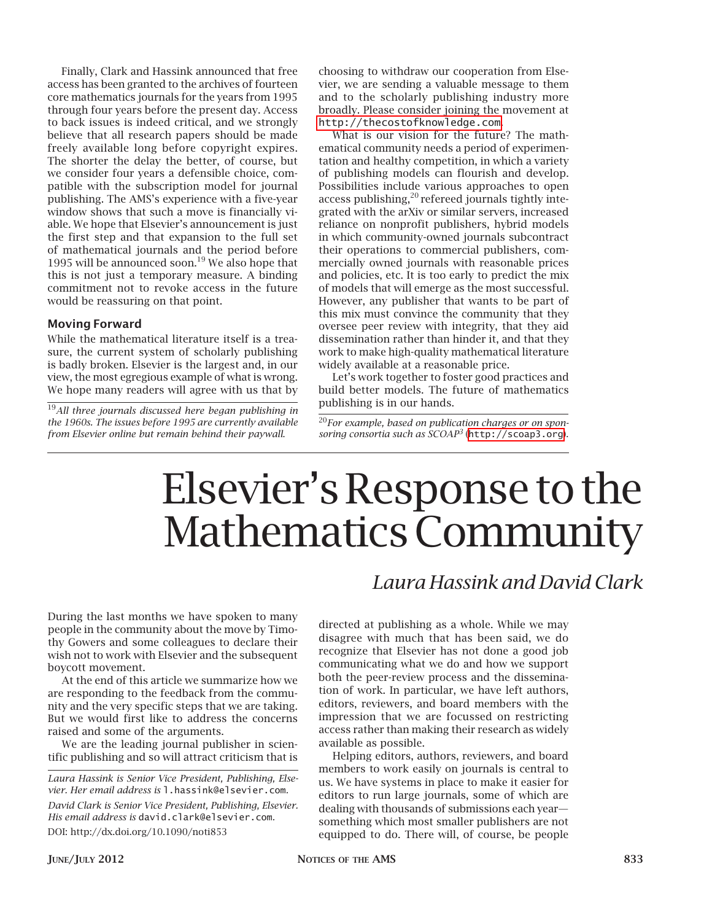Finally, Clark and Hassink announced that free access has been granted to the archives of fourteen core mathematics journals for the years from 1995 through four years before the present day. Access to back issues is indeed critical, and we strongly believe that all research papers should be made freely available long before copyright expires. The shorter the delay the better, of course, but we consider four years a defensible choice, compatible with the subscription model for journal publishing. The AMS's experience with a five-year window shows that such a move is financially viable. We hope that Elsevier's announcement is just the first step and that expansion to the full set of mathematical journals and the period before 1995 will be announced soon.[19] We also hope that this is not just a temporary measure. A binding commitment not to revoke access in the future would be reassuring on that point.

### Moving Forward

While the mathematical literature itself is a treasure, the current system of scholarly publishing is badly broken. Elsevier is the largest and, in our view, the most egregious example of what is wrong. We hope many readers will agree with us that by choosing to withdraw our cooperation from Elsevier, we are sending a valuable message to them and to the scholarly publishing industry more broadly. Please consider joining the movement at http://thecostofknowledge.com.

What is our vision for the future? The mathematical community needs a period of experimentation and healthy competition, in which a variety of publishing models can flourish and develop. Possibilities include various approaches to open access publishing,[20] refereed journals tightly integrated with the arXiv or similar servers, increased reliance on nonprofit publishers, hybrid models in which community-owned journals subcontract their operations to commercial publishers, commercially owned journals with reasonable prices and policies, etc. It is too early to predict the mix of models that will emerge as the most successful. However, any publisher that wants to be part of this mix must convince the community that they oversee peer review with integrity, that they aid dissemination rather than hinder it, and that they work to make high-quality mathematical literature widely available at a reasonable price.

Let's work together to foster good practices and build better models. The future of mathematics publishing is in our hands.

[19] *All three journals discussed here began publishing in the 1960s. The issues before 1995 are currently available from Elsevier online but remain behind their paywall.*

[20] *For example, based on publication charges or on sponsoring consortia such as SCOAP³* (http://scoap3.org).

# Elsevier's Response to the Mathematics Community

*Laura Hassink and David Clark*

During the last months we have spoken to many people in the community about the move by Timothy Gowers and some colleagues to declare their wish not to work with Elsevier and the subsequent boycott movement.

At the end of this article we summarize how we are responding to the feedback from the community and the very specific steps that we are taking. But we would first like to address the concerns raised and some of the arguments.

We are the leading journal publisher in scientific publishing and so will attract criticism that is directed at publishing as a whole. While we may disagree with much that has been said, we do recognize that Elsevier has not done a good job communicating what we do and how we support both the peer-review process and the dissemination of work. In particular, we have left authors, editors, reviewers, and board members with the impression that we are focussed on restricting access rather than making their research as widely available as possible.

Helping editors, authors, reviewers, and board members to work easily on journals is central to us. We have systems in place to make it easier for editors to run large journals, some of which are dealing with thousands of submissions each year—something which most smaller publishers are not equipped to do. There will, of course, be people

*Laura Hassink is Senior Vice President, Publishing, Elsevier. Her email address is* l.hassink@elsevier.com.

*David Clark is Senior Vice President, Publishing, Elsevier. His email address is* david.clark@elsevier.com.

DOI: http://dx.doi.org/10.1090/noti853